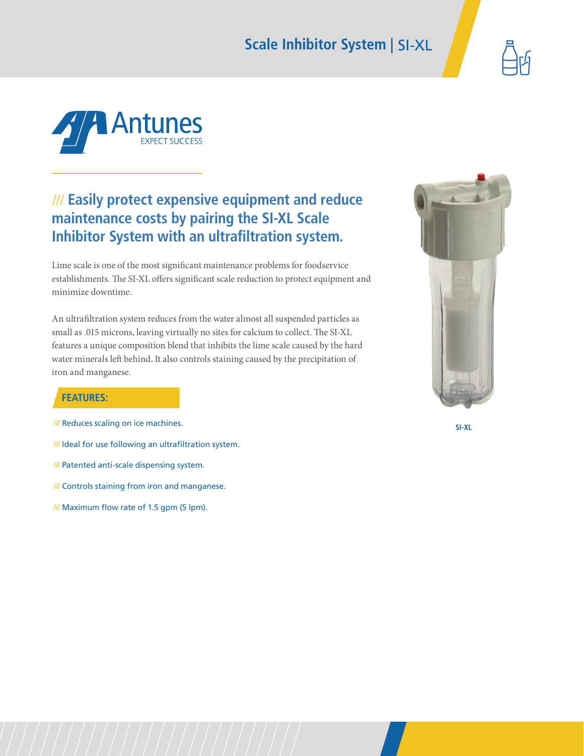# Scale Inhibitor System | SI-XL

Antunes
EXPECT SUCCESS

## /// Easily protect expensive equipment and reduce maintenance costs by pairing the SI-XL Scale Inhibitor System with an ultrafiltration system.

Lime scale is one of the most significant maintenance problems for foodservice establishments. The SI-XL offers significant scale reduction to protect equipment and minimize downtime.

An ultrafiltration system reduces from the water almost all suspended particles as small as .015 microns, leaving virtually no sites for calcium to collect. The SI-XL features a unique composition blend that inhibits the lime scale caused by the hard water minerals left behind. It also controls staining caused by the precipitation of iron and manganese.

SI-XL

### FEATURES:

- /// Reduces scaling on ice machines.
- /// Ideal for use following an ultrafiltration system.
- /// Patented anti-scale dispensing system.
- /// Controls staining from iron and manganese.
- /// Maximum flow rate of 1.5 gpm (5 lpm).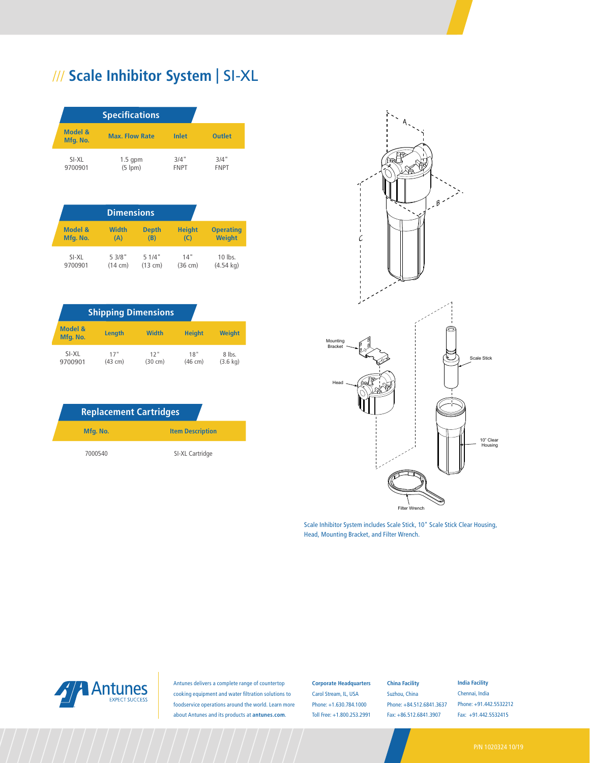# /// Scale Inhibitor System | SI-XL

## Specifications

| Model & Mfg. No. | Max. Flow Rate | Inlet | Outlet |
|---|---|---|---|
| SI-XL 9700901 | 1.5 gpm (5 lpm) | 3/4" FNPT | 3/4" FNPT |

## Dimensions

| Model & Mfg. No. | Width (A) | Depth (B) | Height (C) | Operating Weight |
|---|---|---|---|---|
| SI-XL 9700901 | 5 3/8" (14 cm) | 5 1/4" (13 cm) | 14" (36 cm) | 10 lbs. (4.54 kg) |

## Shipping Dimensions

| Model & Mfg. No. | Length | Width | Height | Weight |
|---|---|---|---|---|
| SI-XL 9700901 | 17" (43 cm) | 12" (30 cm) | 18" (46 cm) | 8 lbs. (3.6 kg) |

## Replacement Cartridges

| Mfg. No. | Item Description |
|---|---|
| 7000540 | SI-XL Cartridge |

A

B

C

Mounting Bracket

Head

Scale Stick

10" Clear Housing

Filter Wrench

Scale Inhibitor System includes Scale Stick, 10" Scale Stick Clear Housing, Head, Mounting Bracket, and Filter Wrench.

Antunes EXPECT SUCCESS

Antunes delivers a complete range of countertop cooking equipment and water filtration solutions to foodservice operations around the world. Learn more about Antunes and its products at **antunes.com**.

**Corporate Headquarters**
Carol Stream, IL, USA
Phone: +1.630.784.1000
Toll Free: +1.800.253.2991

**China Facility**
Suzhou, China
Phone: +84.512.6841.3637
Fax: +86.512.6841.3907

**India Facility**
Chennai, India
Phone: +91.442.5532212
Fax: +91.442.5532415

P/N 1020324 10/19